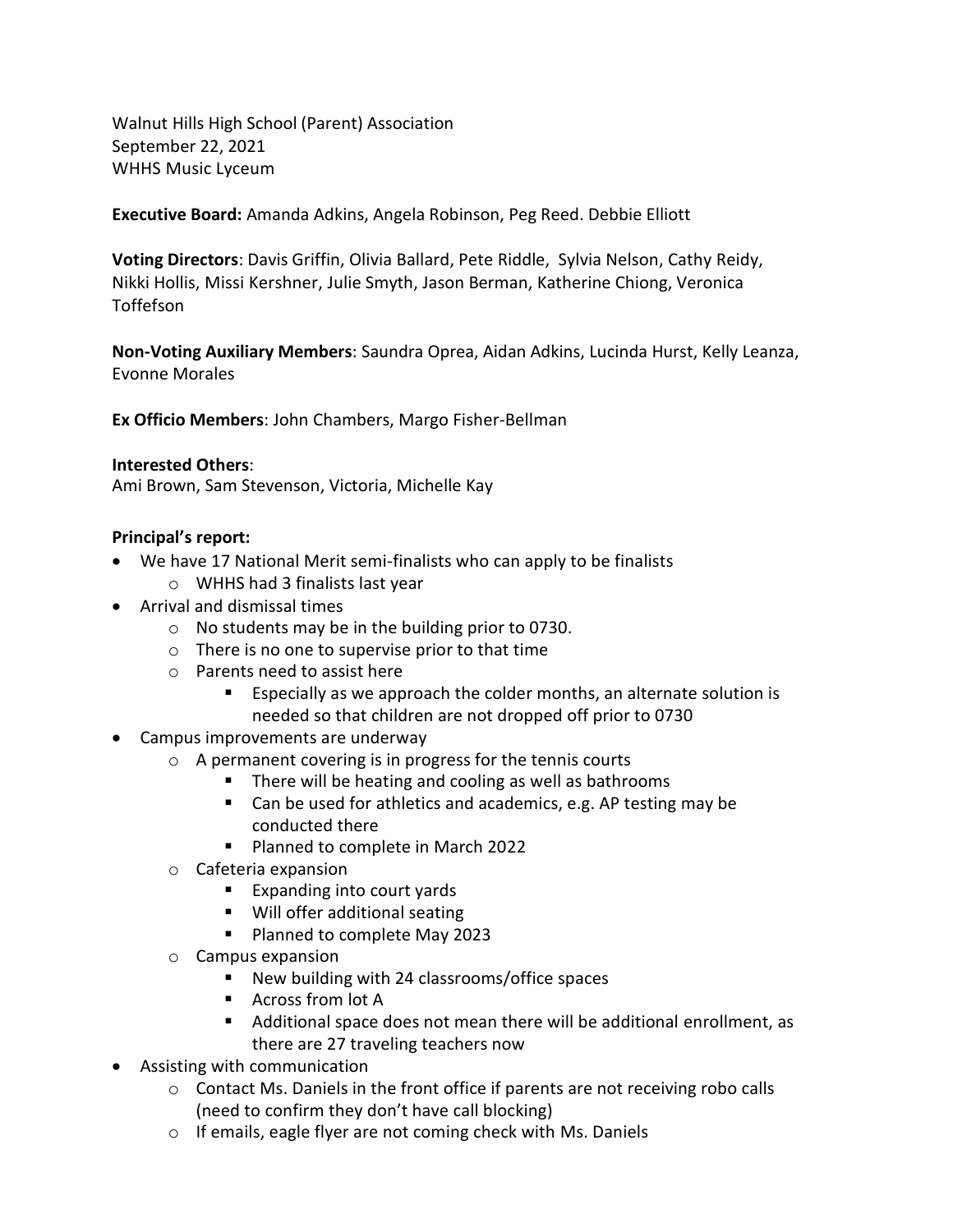Walnut Hills High School (Parent) Association
September 22, 2021
WHHS Music Lyceum

**Executive Board:** Amanda Adkins, Angela Robinson, Peg Reed. Debbie Elliott

**Voting Directors**: Davis Griffin, Olivia Ballard, Pete Riddle, Sylvia Nelson, Cathy Reidy, Nikki Hollis, Missi Kershner, Julie Smyth, Jason Berman, Katherine Chiong, Veronica Toffefson

**Non-Voting Auxiliary Members**: Saundra Oprea, Aidan Adkins, Lucinda Hurst, Kelly Leanza, Evonne Morales

**Ex Officio Members**: John Chambers, Margo Fisher-Bellman

**Interested Others**:
Ami Brown, Sam Stevenson, Victoria, Michelle Kay

**Principal's report:**

- We have 17 National Merit semi-finalists who can apply to be finalists
  - WHHS had 3 finalists last year
- Arrival and dismissal times
  - No students may be in the building prior to 0730.
  - There is no one to supervise prior to that time
  - Parents need to assist here
    - Especially as we approach the colder months, an alternate solution is needed so that children are not dropped off prior to 0730
- Campus improvements are underway
  - A permanent covering is in progress for the tennis courts
    - There will be heating and cooling as well as bathrooms
    - Can be used for athletics and academics, e.g. AP testing may be conducted there
    - Planned to complete in March 2022
  - Cafeteria expansion
    - Expanding into court yards
    - Will offer additional seating
    - Planned to complete May 2023
  - Campus expansion
    - New building with 24 classrooms/office spaces
    - Across from lot A
    - Additional space does not mean there will be additional enrollment, as there are 27 traveling teachers now
- Assisting with communication
  - Contact Ms. Daniels in the front office if parents are not receiving robo calls (need to confirm they don't have call blocking)
  - If emails, eagle flyer are not coming check with Ms. Daniels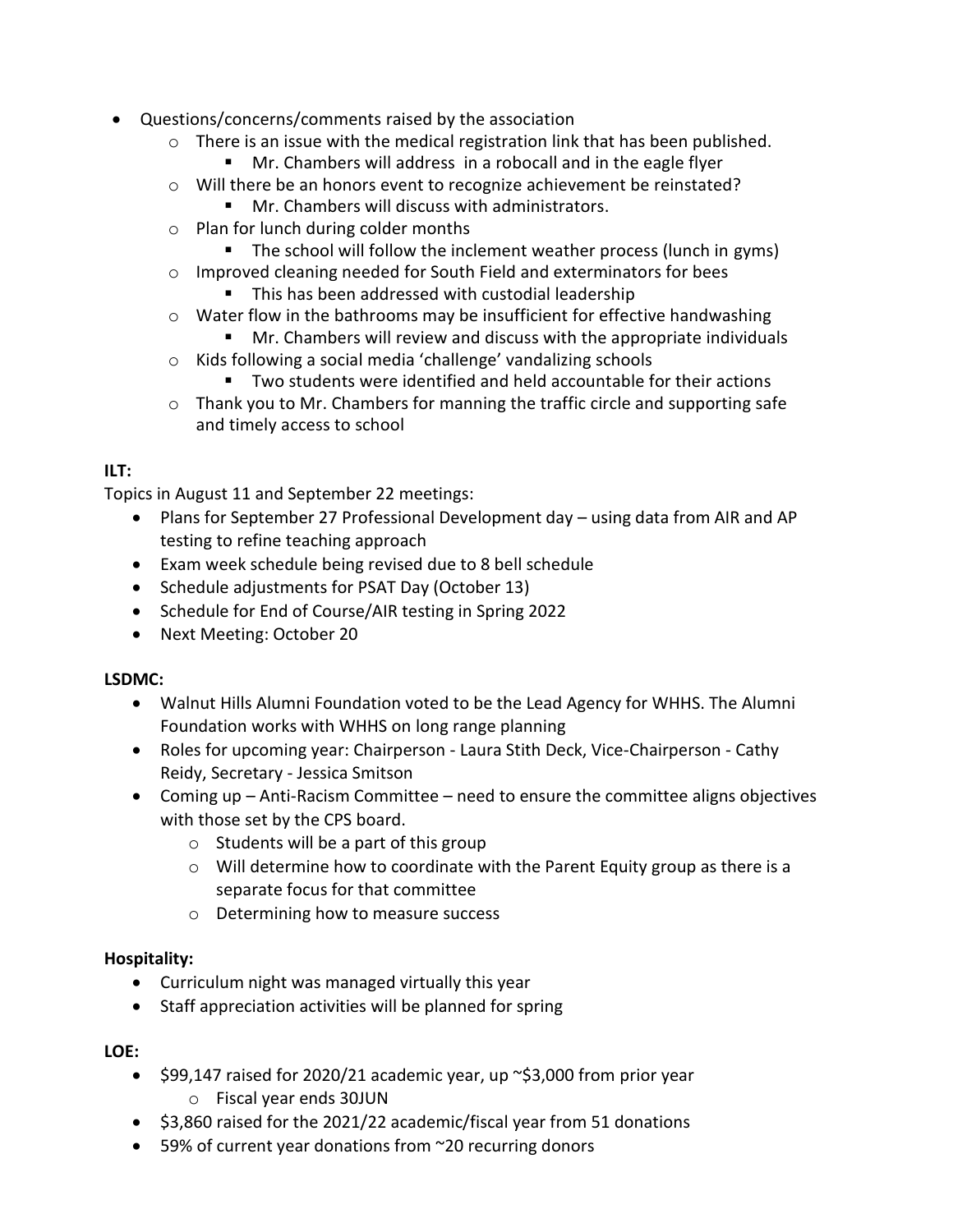- Questions/concerns/comments raised by the association
  - There is an issue with the medical registration link that has been published.
    - Mr. Chambers will address in a robocall and in the eagle flyer
  - Will there be an honors event to recognize achievement be reinstated?
    - Mr. Chambers will discuss with administrators.
  - Plan for lunch during colder months
    - The school will follow the inclement weather process (lunch in gyms)
  - Improved cleaning needed for South Field and exterminators for bees
    - This has been addressed with custodial leadership
  - Water flow in the bathrooms may be insufficient for effective handwashing
    - Mr. Chambers will review and discuss with the appropriate individuals
  - Kids following a social media 'challenge' vandalizing schools
    - Two students were identified and held accountable for their actions
  - Thank you to Mr. Chambers for manning the traffic circle and supporting safe and timely access to school

**ILT:**

Topics in August 11 and September 22 meetings:

- Plans for September 27 Professional Development day – using data from AIR and AP testing to refine teaching approach
- Exam week schedule being revised due to 8 bell schedule
- Schedule adjustments for PSAT Day (October 13)
- Schedule for End of Course/AIR testing in Spring 2022
- Next Meeting: October 20

**LSDMC:**

- Walnut Hills Alumni Foundation voted to be the Lead Agency for WHHS. The Alumni Foundation works with WHHS on long range planning
- Roles for upcoming year: Chairperson - Laura Stith Deck, Vice-Chairperson - Cathy Reidy, Secretary - Jessica Smitson
- Coming up – Anti-Racism Committee – need to ensure the committee aligns objectives with those set by the CPS board.
  - Students will be a part of this group
  - Will determine how to coordinate with the Parent Equity group as there is a separate focus for that committee
  - Determining how to measure success

**Hospitality:**

- Curriculum night was managed virtually this year
- Staff appreciation activities will be planned for spring

**LOE:**

- $99,147 raised for 2020/21 academic year, up ~$3,000 from prior year
  - Fiscal year ends 30JUN
- $3,860 raised for the 2021/22 academic/fiscal year from 51 donations
- 59% of current year donations from ~20 recurring donors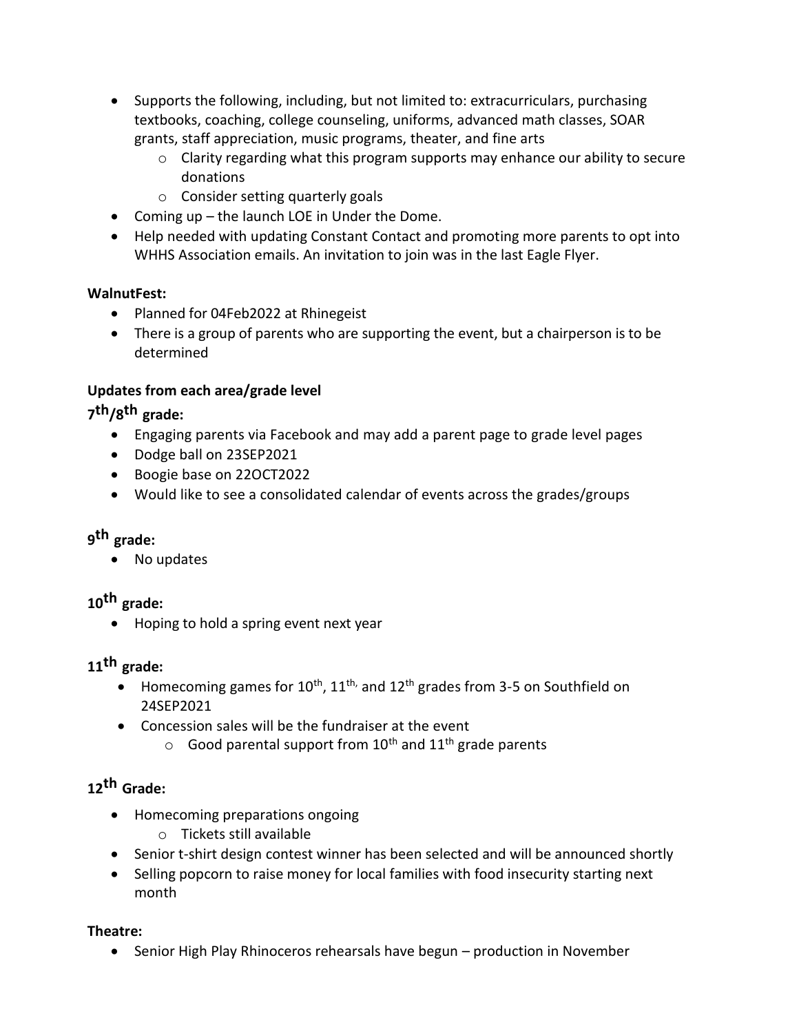- Supports the following, including, but not limited to: extracurriculars, purchasing textbooks, coaching, college counseling, uniforms, advanced math classes, SOAR grants, staff appreciation, music programs, theater, and fine arts
  - Clarity regarding what this program supports may enhance our ability to secure donations
  - Consider setting quarterly goals
- Coming up – the launch LOE in Under the Dome.
- Help needed with updating Constant Contact and promoting more parents to opt into WHHS Association emails. An invitation to join was in the last Eagle Flyer.

**WalnutFest:**

- Planned for 04Feb2022 at Rhinegeist
- There is a group of parents who are supporting the event, but a chairperson is to be determined

**Updates from each area/grade level**

**7th/8th grade:**

- Engaging parents via Facebook and may add a parent page to grade level pages
- Dodge ball on 23SEP2021
- Boogie base on 22OCT2022
- Would like to see a consolidated calendar of events across the grades/groups

**9th grade:**

- No updates

**10th grade:**

- Hoping to hold a spring event next year

**11th grade:**

- Homecoming games for 10th, 11th, and 12th grades from 3-5 on Southfield on 24SEP2021
- Concession sales will be the fundraiser at the event
  - Good parental support from 10th and 11th grade parents

**12th Grade:**

- Homecoming preparations ongoing
  - Tickets still available
- Senior t-shirt design contest winner has been selected and will be announced shortly
- Selling popcorn to raise money for local families with food insecurity starting next month

**Theatre:**

- Senior High Play Rhinoceros rehearsals have begun – production in November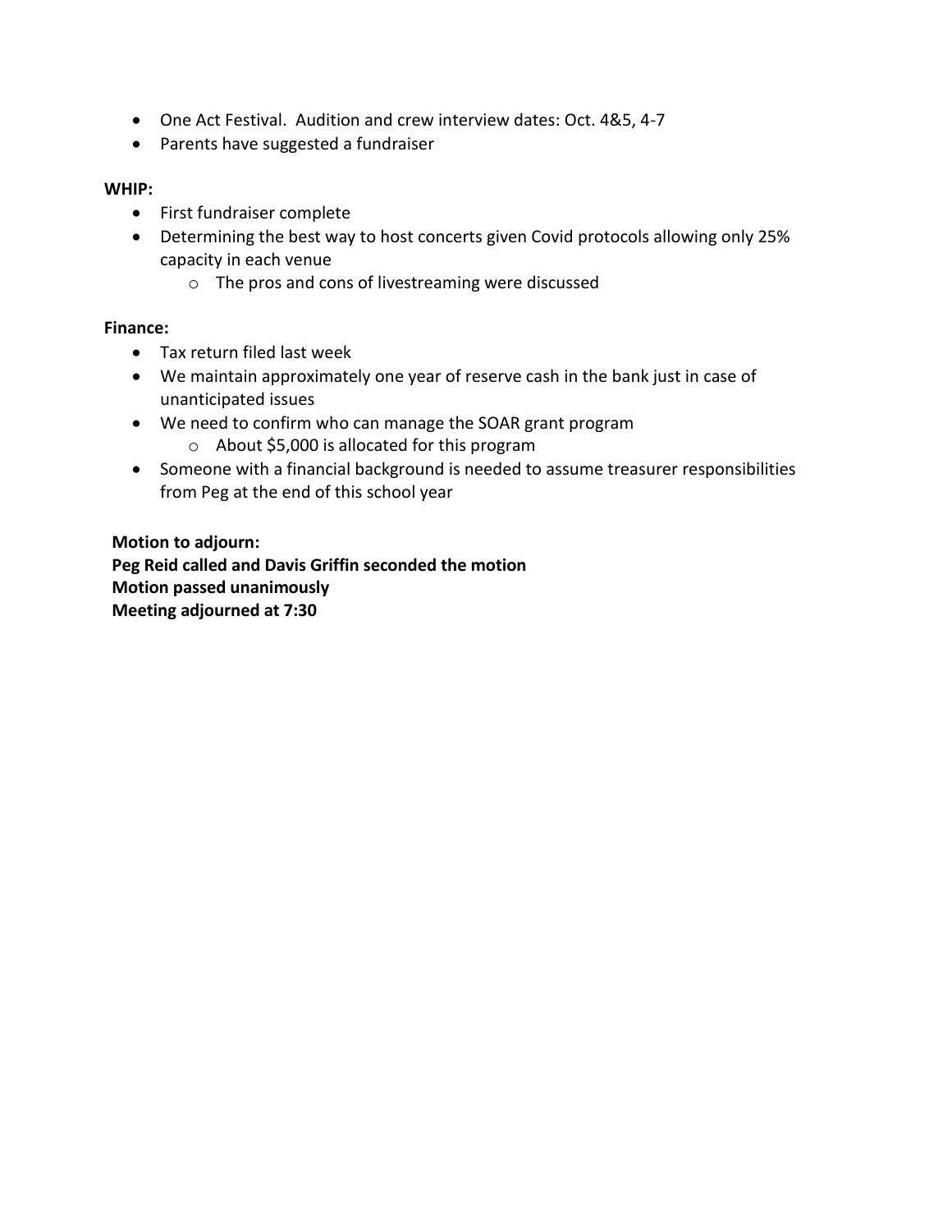- One Act Festival. Audition and crew interview dates: Oct. 4&5, 4-7
- Parents have suggested a fundraiser

**WHIP:**

- First fundraiser complete
- Determining the best way to host concerts given Covid protocols allowing only 25% capacity in each venue
  - The pros and cons of livestreaming were discussed

**Finance:**

- Tax return filed last week
- We maintain approximately one year of reserve cash in the bank just in case of unanticipated issues
- We need to confirm who can manage the SOAR grant program
  - About $5,000 is allocated for this program
- Someone with a financial background is needed to assume treasurer responsibilities from Peg at the end of this school year

**Motion to adjourn:**
**Peg Reid called and Davis Griffin seconded the motion**
**Motion passed unanimously**
**Meeting adjourned at 7:30**